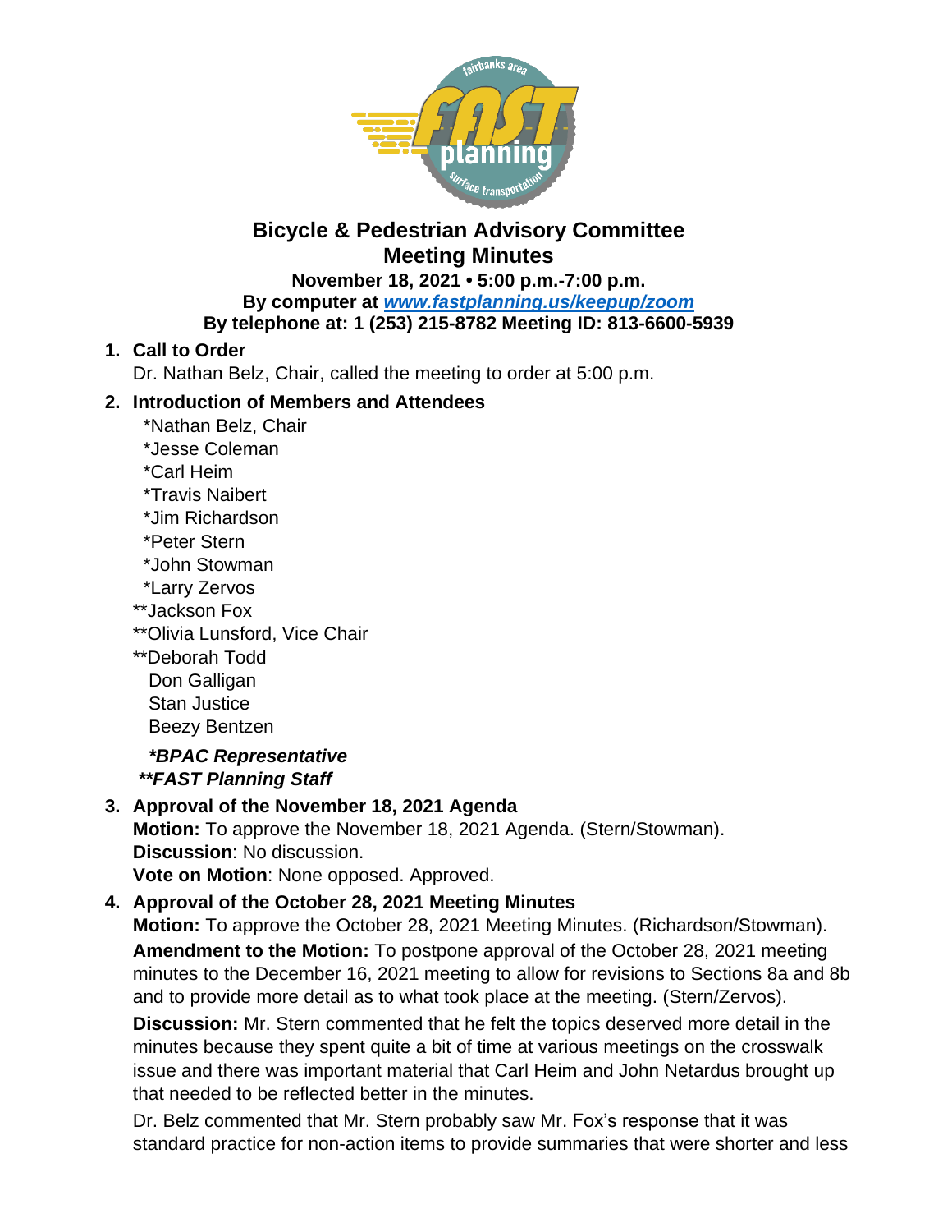# Bicycle & Pedestrian Advisory Committee
# Meeting Minutes

**November 18, 2021 • 5:00 p.m.-7:00 p.m.**
**By computer at *www.fastplanning.us/keepup/zoom***
**By telephone at: 1 (253) 215-8782 Meeting ID: 813-6600-5939**

1. **Call to Order**
   Dr. Nathan Belz, Chair, called the meeting to order at 5:00 p.m.

2. **Introduction of Members and Attendees**
   *Nathan Belz, Chair
   *Jesse Coleman
   *Carl Heim
   *Travis Naibert
   *Jim Richardson
   *Peter Stern
   *John Stowman
   *Larry Zervos
   **Jackson Fox
   **Olivia Lunsford, Vice Chair
   **Deborah Todd
   Don Galligan
   Stan Justice
   Beezy Bentzen

   ***\*BPAC Representative***
   ***\*\*FAST Planning Staff***

3. **Approval of the November 18, 2021 Agenda**
   **Motion:** To approve the November 18, 2021 Agenda. (Stern/Stowman).
   **Discussion**: No discussion.
   **Vote on Motion**: None opposed. Approved.

4. **Approval of the October 28, 2021 Meeting Minutes**
   **Motion:** To approve the October 28, 2021 Meeting Minutes. (Richardson/Stowman).
   **Amendment to the Motion:** To postpone approval of the October 28, 2021 meeting minutes to the December 16, 2021 meeting to allow for revisions to Sections 8a and 8b and to provide more detail as to what took place at the meeting. (Stern/Zervos).

   **Discussion:** Mr. Stern commented that he felt the topics deserved more detail in the minutes because they spent quite a bit of time at various meetings on the crosswalk issue and there was important material that Carl Heim and John Netardus brought up that needed to be reflected better in the minutes.

   Dr. Belz commented that Mr. Stern probably saw Mr. Fox's response that it was standard practice for non-action items to provide summaries that were shorter and less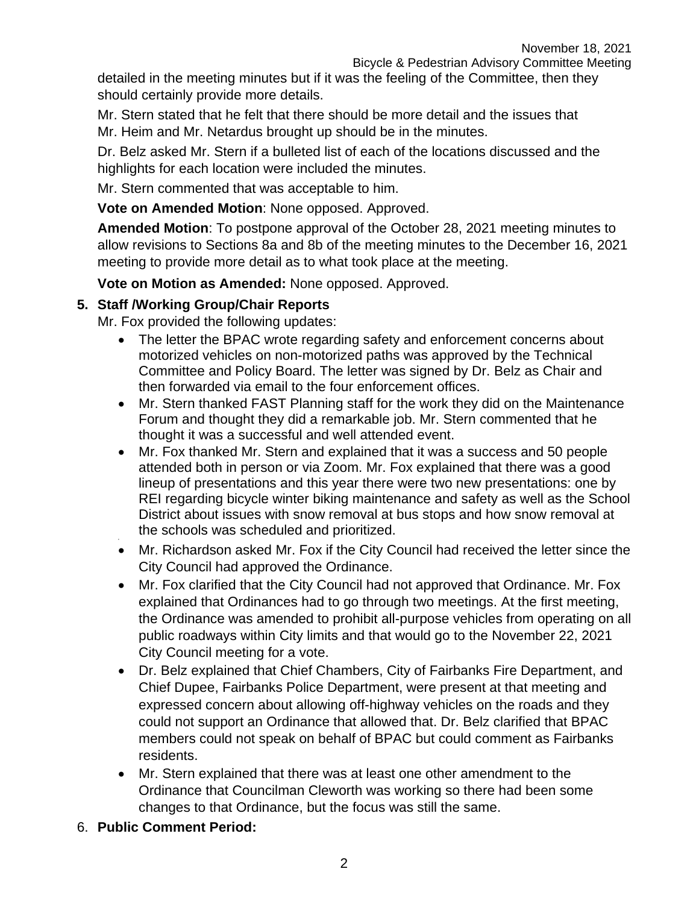detailed in the meeting minutes but if it was the feeling of the Committee, then they should certainly provide more details.

Mr. Stern stated that he felt that there should be more detail and the issues that Mr. Heim and Mr. Netardus brought up should be in the minutes.

Dr. Belz asked Mr. Stern if a bulleted list of each of the locations discussed and the highlights for each location were included the minutes.

Mr. Stern commented that was acceptable to him.

**Vote on Amended Motion**: None opposed. Approved.

**Amended Motion**: To postpone approval of the October 28, 2021 meeting minutes to allow revisions to Sections 8a and 8b of the meeting minutes to the December 16, 2021 meeting to provide more detail as to what took place at the meeting.

**Vote on Motion as Amended:** None opposed. Approved.

**5. Staff /Working Group/Chair Reports**

Mr. Fox provided the following updates:

- The letter the BPAC wrote regarding safety and enforcement concerns about motorized vehicles on non-motorized paths was approved by the Technical Committee and Policy Board. The letter was signed by Dr. Belz as Chair and then forwarded via email to the four enforcement offices.
- Mr. Stern thanked FAST Planning staff for the work they did on the Maintenance Forum and thought they did a remarkable job. Mr. Stern commented that he thought it was a successful and well attended event.
- Mr. Fox thanked Mr. Stern and explained that it was a success and 50 people attended both in person or via Zoom. Mr. Fox explained that there was a good lineup of presentations and this year there were two new presentations: one by REI regarding bicycle winter biking maintenance and safety as well as the School District about issues with snow removal at bus stops and how snow removal at the schools was scheduled and prioritized.
- Mr. Richardson asked Mr. Fox if the City Council had received the letter since the City Council had approved the Ordinance.
- Mr. Fox clarified that the City Council had not approved that Ordinance. Mr. Fox explained that Ordinances had to go through two meetings. At the first meeting, the Ordinance was amended to prohibit all-purpose vehicles from operating on all public roadways within City limits and that would go to the November 22, 2021 City Council meeting for a vote.
- Dr. Belz explained that Chief Chambers, City of Fairbanks Fire Department, and Chief Dupee, Fairbanks Police Department, were present at that meeting and expressed concern about allowing off-highway vehicles on the roads and they could not support an Ordinance that allowed that. Dr. Belz clarified that BPAC members could not speak on behalf of BPAC but could comment as Fairbanks residents.
- Mr. Stern explained that there was at least one other amendment to the Ordinance that Councilman Cleworth was working so there had been some changes to that Ordinance, but the focus was still the same.

6. **Public Comment Period:**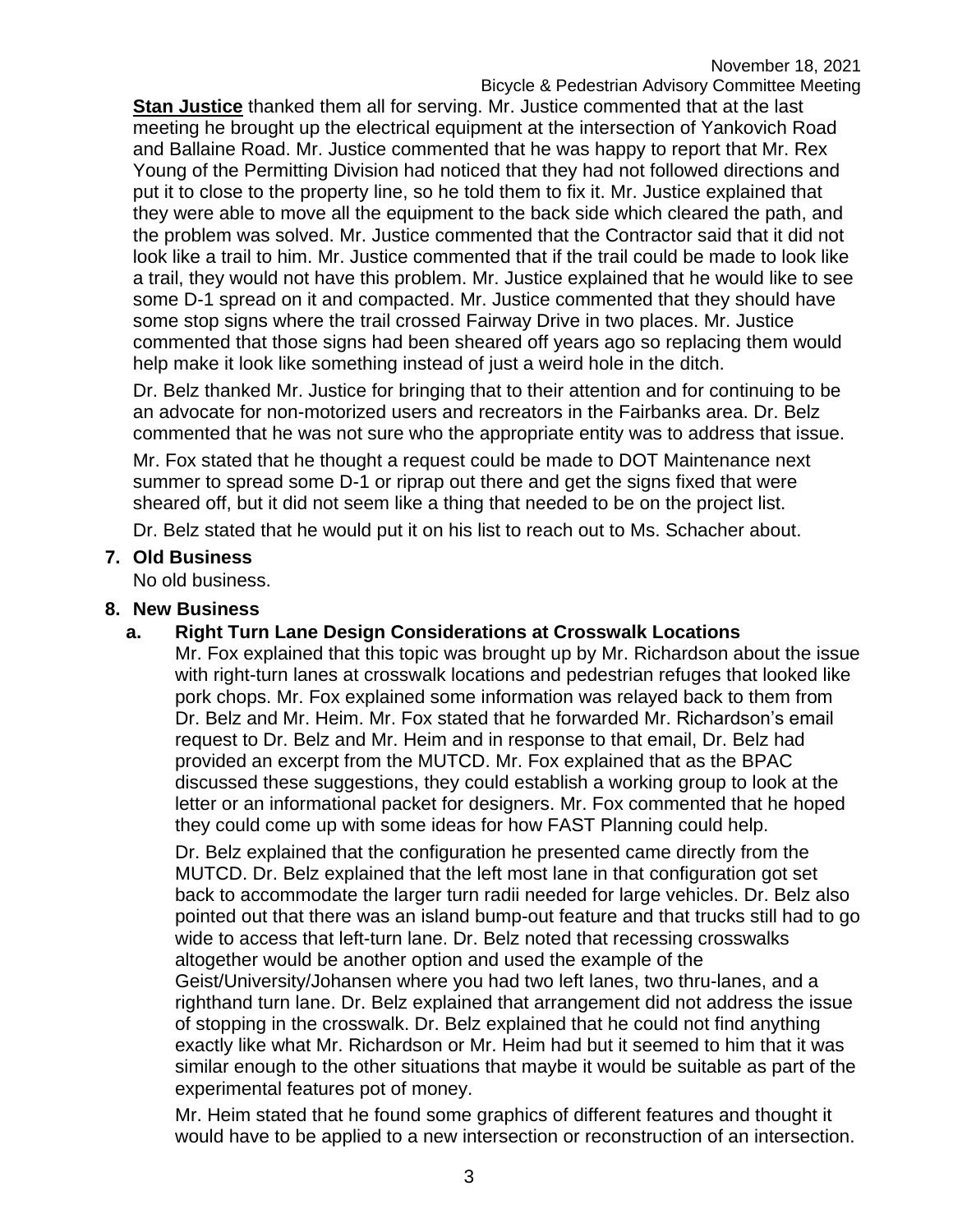**Stan Justice** thanked them all for serving. Mr. Justice commented that at the last meeting he brought up the electrical equipment at the intersection of Yankovich Road and Ballaine Road. Mr. Justice commented that he was happy to report that Mr. Rex Young of the Permitting Division had noticed that they had not followed directions and put it to close to the property line, so he told them to fix it. Mr. Justice explained that they were able to move all the equipment to the back side which cleared the path, and the problem was solved. Mr. Justice commented that the Contractor said that it did not look like a trail to him. Mr. Justice commented that if the trail could be made to look like a trail, they would not have this problem. Mr. Justice explained that he would like to see some D-1 spread on it and compacted. Mr. Justice commented that they should have some stop signs where the trail crossed Fairway Drive in two places. Mr. Justice commented that those signs had been sheared off years ago so replacing them would help make it look like something instead of just a weird hole in the ditch.

Dr. Belz thanked Mr. Justice for bringing that to their attention and for continuing to be an advocate for non-motorized users and recreators in the Fairbanks area. Dr. Belz commented that he was not sure who the appropriate entity was to address that issue.

Mr. Fox stated that he thought a request could be made to DOT Maintenance next summer to spread some D-1 or riprap out there and get the signs fixed that were sheared off, but it did not seem like a thing that needed to be on the project list.

Dr. Belz stated that he would put it on his list to reach out to Ms. Schacher about.

## 7. Old Business

No old business.

## 8. New Business

### a. Right Turn Lane Design Considerations at Crosswalk Locations

Mr. Fox explained that this topic was brought up by Mr. Richardson about the issue with right-turn lanes at crosswalk locations and pedestrian refuges that looked like pork chops. Mr. Fox explained some information was relayed back to them from Dr. Belz and Mr. Heim. Mr. Fox stated that he forwarded Mr. Richardson's email request to Dr. Belz and Mr. Heim and in response to that email, Dr. Belz had provided an excerpt from the MUTCD. Mr. Fox explained that as the BPAC discussed these suggestions, they could establish a working group to look at the letter or an informational packet for designers. Mr. Fox commented that he hoped they could come up with some ideas for how FAST Planning could help.

Dr. Belz explained that the configuration he presented came directly from the MUTCD. Dr. Belz explained that the left most lane in that configuration got set back to accommodate the larger turn radii needed for large vehicles. Dr. Belz also pointed out that there was an island bump-out feature and that trucks still had to go wide to access that left-turn lane. Dr. Belz noted that recessing crosswalks altogether would be another option and used the example of the Geist/University/Johansen where you had two left lanes, two thru-lanes, and a righthand turn lane. Dr. Belz explained that arrangement did not address the issue of stopping in the crosswalk. Dr. Belz explained that he could not find anything exactly like what Mr. Richardson or Mr. Heim had but it seemed to him that it was similar enough to the other situations that maybe it would be suitable as part of the experimental features pot of money.

Mr. Heim stated that he found some graphics of different features and thought it would have to be applied to a new intersection or reconstruction of an intersection.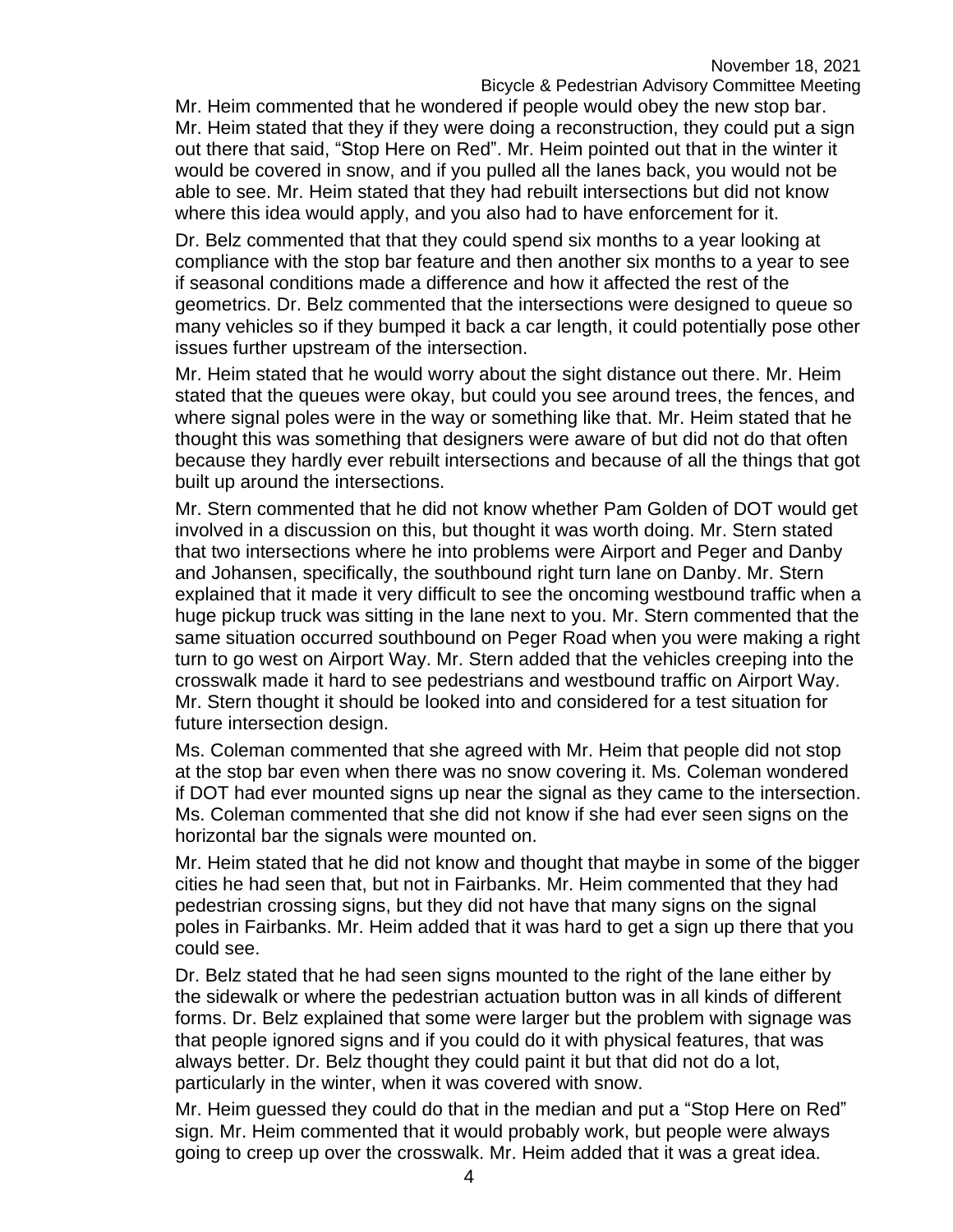Mr. Heim commented that he wondered if people would obey the new stop bar. Mr. Heim stated that they if they were doing a reconstruction, they could put a sign out there that said, "Stop Here on Red". Mr. Heim pointed out that in the winter it would be covered in snow, and if you pulled all the lanes back, you would not be able to see. Mr. Heim stated that they had rebuilt intersections but did not know where this idea would apply, and you also had to have enforcement for it.

Dr. Belz commented that that they could spend six months to a year looking at compliance with the stop bar feature and then another six months to a year to see if seasonal conditions made a difference and how it affected the rest of the geometrics. Dr. Belz commented that the intersections were designed to queue so many vehicles so if they bumped it back a car length, it could potentially pose other issues further upstream of the intersection.

Mr. Heim stated that he would worry about the sight distance out there. Mr. Heim stated that the queues were okay, but could you see around trees, the fences, and where signal poles were in the way or something like that. Mr. Heim stated that he thought this was something that designers were aware of but did not do that often because they hardly ever rebuilt intersections and because of all the things that got built up around the intersections.

Mr. Stern commented that he did not know whether Pam Golden of DOT would get involved in a discussion on this, but thought it was worth doing. Mr. Stern stated that two intersections where he into problems were Airport and Peger and Danby and Johansen, specifically, the southbound right turn lane on Danby. Mr. Stern explained that it made it very difficult to see the oncoming westbound traffic when a huge pickup truck was sitting in the lane next to you. Mr. Stern commented that the same situation occurred southbound on Peger Road when you were making a right turn to go west on Airport Way. Mr. Stern added that the vehicles creeping into the crosswalk made it hard to see pedestrians and westbound traffic on Airport Way. Mr. Stern thought it should be looked into and considered for a test situation for future intersection design.

Ms. Coleman commented that she agreed with Mr. Heim that people did not stop at the stop bar even when there was no snow covering it. Ms. Coleman wondered if DOT had ever mounted signs up near the signal as they came to the intersection. Ms. Coleman commented that she did not know if she had ever seen signs on the horizontal bar the signals were mounted on.

Mr. Heim stated that he did not know and thought that maybe in some of the bigger cities he had seen that, but not in Fairbanks. Mr. Heim commented that they had pedestrian crossing signs, but they did not have that many signs on the signal poles in Fairbanks. Mr. Heim added that it was hard to get a sign up there that you could see.

Dr. Belz stated that he had seen signs mounted to the right of the lane either by the sidewalk or where the pedestrian actuation button was in all kinds of different forms. Dr. Belz explained that some were larger but the problem with signage was that people ignored signs and if you could do it with physical features, that was always better. Dr. Belz thought they could paint it but that did not do a lot, particularly in the winter, when it was covered with snow.

Mr. Heim guessed they could do that in the median and put a "Stop Here on Red" sign. Mr. Heim commented that it would probably work, but people were always going to creep up over the crosswalk. Mr. Heim added that it was a great idea.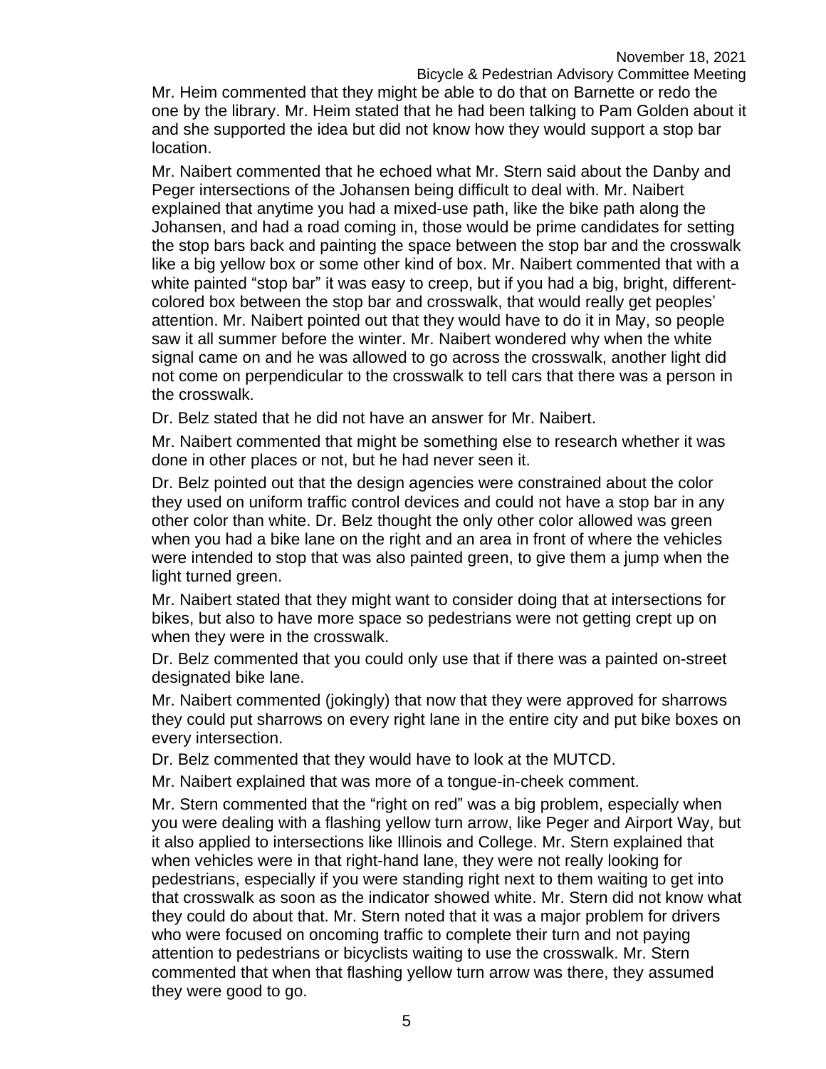Mr. Heim commented that they might be able to do that on Barnette or redo the one by the library. Mr. Heim stated that he had been talking to Pam Golden about it and she supported the idea but did not know how they would support a stop bar location.

Mr. Naibert commented that he echoed what Mr. Stern said about the Danby and Peger intersections of the Johansen being difficult to deal with. Mr. Naibert explained that anytime you had a mixed-use path, like the bike path along the Johansen, and had a road coming in, those would be prime candidates for setting the stop bars back and painting the space between the stop bar and the crosswalk like a big yellow box or some other kind of box. Mr. Naibert commented that with a white painted "stop bar" it was easy to creep, but if you had a big, bright, different-colored box between the stop bar and crosswalk, that would really get peoples' attention. Mr. Naibert pointed out that they would have to do it in May, so people saw it all summer before the winter. Mr. Naibert wondered why when the white signal came on and he was allowed to go across the crosswalk, another light did not come on perpendicular to the crosswalk to tell cars that there was a person in the crosswalk.

Dr. Belz stated that he did not have an answer for Mr. Naibert.

Mr. Naibert commented that might be something else to research whether it was done in other places or not, but he had never seen it.

Dr. Belz pointed out that the design agencies were constrained about the color they used on uniform traffic control devices and could not have a stop bar in any other color than white. Dr. Belz thought the only other color allowed was green when you had a bike lane on the right and an area in front of where the vehicles were intended to stop that was also painted green, to give them a jump when the light turned green.

Mr. Naibert stated that they might want to consider doing that at intersections for bikes, but also to have more space so pedestrians were not getting crept up on when they were in the crosswalk.

Dr. Belz commented that you could only use that if there was a painted on-street designated bike lane.

Mr. Naibert commented (jokingly) that now that they were approved for sharrows they could put sharrows on every right lane in the entire city and put bike boxes on every intersection.

Dr. Belz commented that they would have to look at the MUTCD.

Mr. Naibert explained that was more of a tongue-in-cheek comment.

Mr. Stern commented that the "right on red" was a big problem, especially when you were dealing with a flashing yellow turn arrow, like Peger and Airport Way, but it also applied to intersections like Illinois and College. Mr. Stern explained that when vehicles were in that right-hand lane, they were not really looking for pedestrians, especially if you were standing right next to them waiting to get into that crosswalk as soon as the indicator showed white. Mr. Stern did not know what they could do about that. Mr. Stern noted that it was a major problem for drivers who were focused on oncoming traffic to complete their turn and not paying attention to pedestrians or bicyclists waiting to use the crosswalk. Mr. Stern commented that when that flashing yellow turn arrow was there, they assumed they were good to go.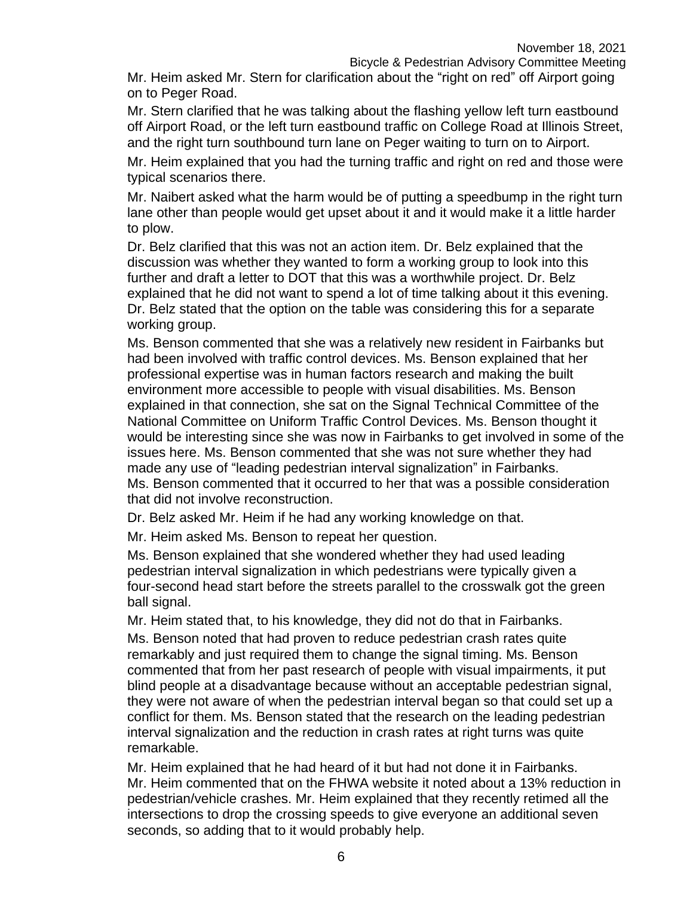Mr. Heim asked Mr. Stern for clarification about the "right on red" off Airport going on to Peger Road.

Mr. Stern clarified that he was talking about the flashing yellow left turn eastbound off Airport Road, or the left turn eastbound traffic on College Road at Illinois Street, and the right turn southbound turn lane on Peger waiting to turn on to Airport.

Mr. Heim explained that you had the turning traffic and right on red and those were typical scenarios there.

Mr. Naibert asked what the harm would be of putting a speedbump in the right turn lane other than people would get upset about it and it would make it a little harder to plow.

Dr. Belz clarified that this was not an action item. Dr. Belz explained that the discussion was whether they wanted to form a working group to look into this further and draft a letter to DOT that this was a worthwhile project. Dr. Belz explained that he did not want to spend a lot of time talking about it this evening. Dr. Belz stated that the option on the table was considering this for a separate working group.

Ms. Benson commented that she was a relatively new resident in Fairbanks but had been involved with traffic control devices. Ms. Benson explained that her professional expertise was in human factors research and making the built environment more accessible to people with visual disabilities. Ms. Benson explained in that connection, she sat on the Signal Technical Committee of the National Committee on Uniform Traffic Control Devices. Ms. Benson thought it would be interesting since she was now in Fairbanks to get involved in some of the issues here. Ms. Benson commented that she was not sure whether they had made any use of "leading pedestrian interval signalization" in Fairbanks. Ms. Benson commented that it occurred to her that was a possible consideration that did not involve reconstruction.

Dr. Belz asked Mr. Heim if he had any working knowledge on that.

Mr. Heim asked Ms. Benson to repeat her question.

Ms. Benson explained that she wondered whether they had used leading pedestrian interval signalization in which pedestrians were typically given a four-second head start before the streets parallel to the crosswalk got the green ball signal.

Mr. Heim stated that, to his knowledge, they did not do that in Fairbanks.

Ms. Benson noted that had proven to reduce pedestrian crash rates quite remarkably and just required them to change the signal timing. Ms. Benson commented that from her past research of people with visual impairments, it put blind people at a disadvantage because without an acceptable pedestrian signal, they were not aware of when the pedestrian interval began so that could set up a conflict for them. Ms. Benson stated that the research on the leading pedestrian interval signalization and the reduction in crash rates at right turns was quite remarkable.

Mr. Heim explained that he had heard of it but had not done it in Fairbanks. Mr. Heim commented that on the FHWA website it noted about a 13% reduction in pedestrian/vehicle crashes. Mr. Heim explained that they recently retimed all the intersections to drop the crossing speeds to give everyone an additional seven seconds, so adding that to it would probably help.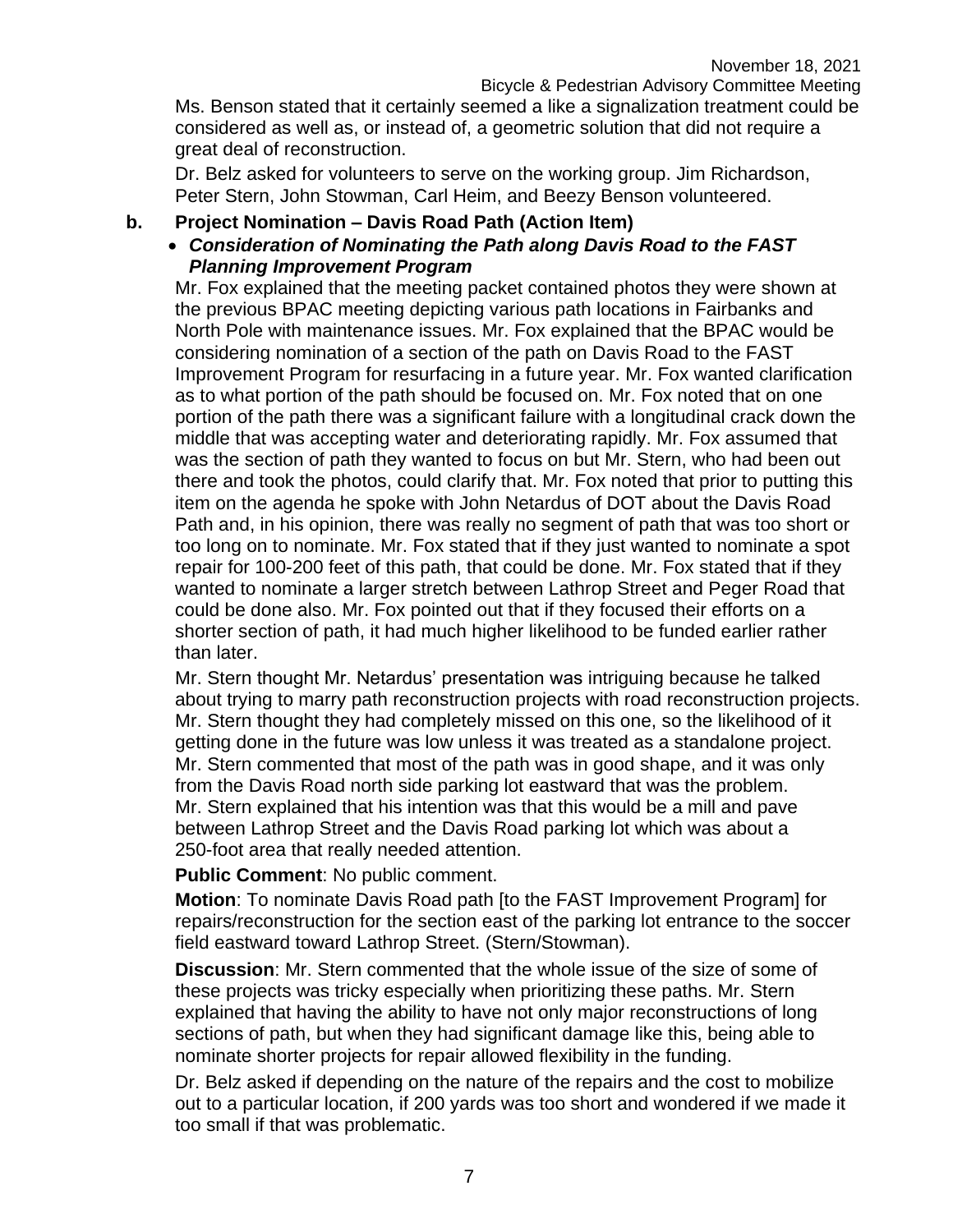Ms. Benson stated that it certainly seemed a like a signalization treatment could be considered as well as, or instead of, a geometric solution that did not require a great deal of reconstruction.

Dr. Belz asked for volunteers to serve on the working group. Jim Richardson, Peter Stern, John Stowman, Carl Heim, and Beezy Benson volunteered.

**b. Project Nomination – Davis Road Path (Action Item)**

- ***Consideration of Nominating the Path along Davis Road to the FAST Planning Improvement Program***

Mr. Fox explained that the meeting packet contained photos they were shown at the previous BPAC meeting depicting various path locations in Fairbanks and North Pole with maintenance issues. Mr. Fox explained that the BPAC would be considering nomination of a section of the path on Davis Road to the FAST Improvement Program for resurfacing in a future year. Mr. Fox wanted clarification as to what portion of the path should be focused on. Mr. Fox noted that on one portion of the path there was a significant failure with a longitudinal crack down the middle that was accepting water and deteriorating rapidly. Mr. Fox assumed that was the section of path they wanted to focus on but Mr. Stern, who had been out there and took the photos, could clarify that. Mr. Fox noted that prior to putting this item on the agenda he spoke with John Netardus of DOT about the Davis Road Path and, in his opinion, there was really no segment of path that was too short or too long on to nominate. Mr. Fox stated that if they just wanted to nominate a spot repair for 100-200 feet of this path, that could be done. Mr. Fox stated that if they wanted to nominate a larger stretch between Lathrop Street and Peger Road that could be done also. Mr. Fox pointed out that if they focused their efforts on a shorter section of path, it had much higher likelihood to be funded earlier rather than later.

Mr. Stern thought Mr. Netardus' presentation was intriguing because he talked about trying to marry path reconstruction projects with road reconstruction projects. Mr. Stern thought they had completely missed on this one, so the likelihood of it getting done in the future was low unless it was treated as a standalone project. Mr. Stern commented that most of the path was in good shape, and it was only from the Davis Road north side parking lot eastward that was the problem. Mr. Stern explained that his intention was that this would be a mill and pave between Lathrop Street and the Davis Road parking lot which was about a 250-foot area that really needed attention.

**Public Comment**: No public comment.

**Motion**: To nominate Davis Road path [to the FAST Improvement Program] for repairs/reconstruction for the section east of the parking lot entrance to the soccer field eastward toward Lathrop Street. (Stern/Stowman).

**Discussion**: Mr. Stern commented that the whole issue of the size of some of these projects was tricky especially when prioritizing these paths. Mr. Stern explained that having the ability to have not only major reconstructions of long sections of path, but when they had significant damage like this, being able to nominate shorter projects for repair allowed flexibility in the funding.

Dr. Belz asked if depending on the nature of the repairs and the cost to mobilize out to a particular location, if 200 yards was too short and wondered if we made it too small if that was problematic.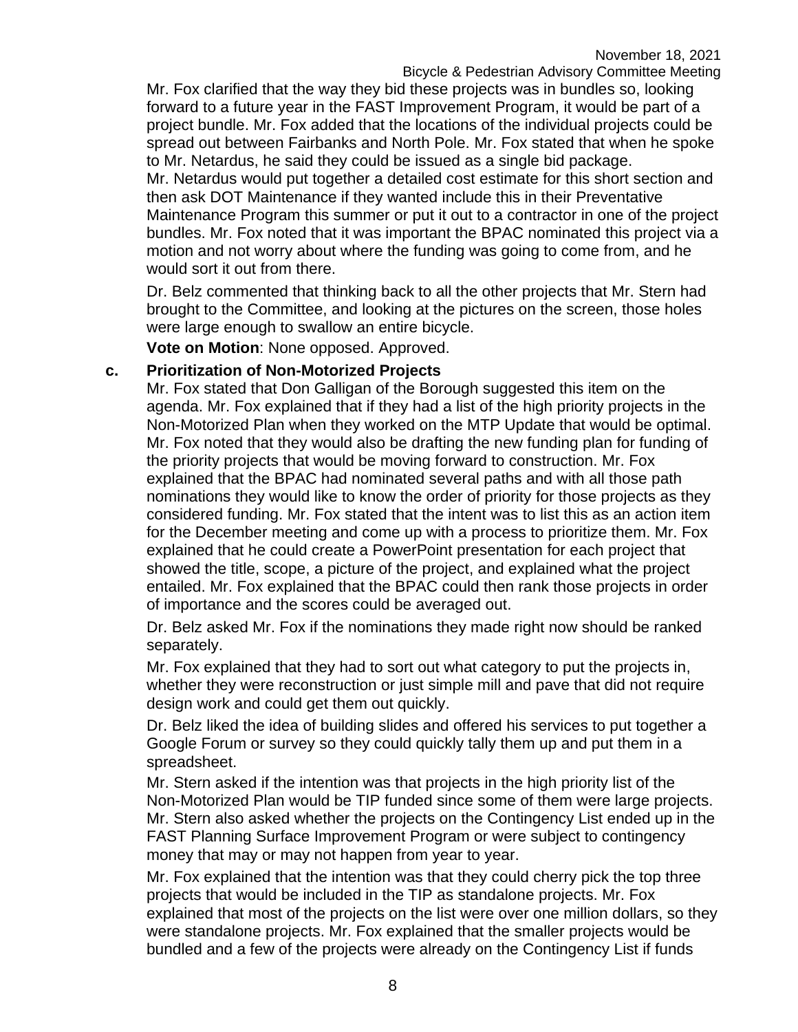Mr. Fox clarified that the way they bid these projects was in bundles so, looking forward to a future year in the FAST Improvement Program, it would be part of a project bundle. Mr. Fox added that the locations of the individual projects could be spread out between Fairbanks and North Pole. Mr. Fox stated that when he spoke to Mr. Netardus, he said they could be issued as a single bid package. Mr. Netardus would put together a detailed cost estimate for this short section and then ask DOT Maintenance if they wanted include this in their Preventative Maintenance Program this summer or put it out to a contractor in one of the project bundles. Mr. Fox noted that it was important the BPAC nominated this project via a motion and not worry about where the funding was going to come from, and he would sort it out from there.

Dr. Belz commented that thinking back to all the other projects that Mr. Stern had brought to the Committee, and looking at the pictures on the screen, those holes were large enough to swallow an entire bicycle.

**Vote on Motion**: None opposed. Approved.

**c. Prioritization of Non-Motorized Projects**

Mr. Fox stated that Don Galligan of the Borough suggested this item on the agenda. Mr. Fox explained that if they had a list of the high priority projects in the Non-Motorized Plan when they worked on the MTP Update that would be optimal. Mr. Fox noted that they would also be drafting the new funding plan for funding of the priority projects that would be moving forward to construction. Mr. Fox explained that the BPAC had nominated several paths and with all those path nominations they would like to know the order of priority for those projects as they considered funding. Mr. Fox stated that the intent was to list this as an action item for the December meeting and come up with a process to prioritize them. Mr. Fox explained that he could create a PowerPoint presentation for each project that showed the title, scope, a picture of the project, and explained what the project entailed. Mr. Fox explained that the BPAC could then rank those projects in order of importance and the scores could be averaged out.

Dr. Belz asked Mr. Fox if the nominations they made right now should be ranked separately.

Mr. Fox explained that they had to sort out what category to put the projects in, whether they were reconstruction or just simple mill and pave that did not require design work and could get them out quickly.

Dr. Belz liked the idea of building slides and offered his services to put together a Google Forum or survey so they could quickly tally them up and put them in a spreadsheet.

Mr. Stern asked if the intention was that projects in the high priority list of the Non-Motorized Plan would be TIP funded since some of them were large projects. Mr. Stern also asked whether the projects on the Contingency List ended up in the FAST Planning Surface Improvement Program or were subject to contingency money that may or may not happen from year to year.

Mr. Fox explained that the intention was that they could cherry pick the top three projects that would be included in the TIP as standalone projects. Mr. Fox explained that most of the projects on the list were over one million dollars, so they were standalone projects. Mr. Fox explained that the smaller projects would be bundled and a few of the projects were already on the Contingency List if funds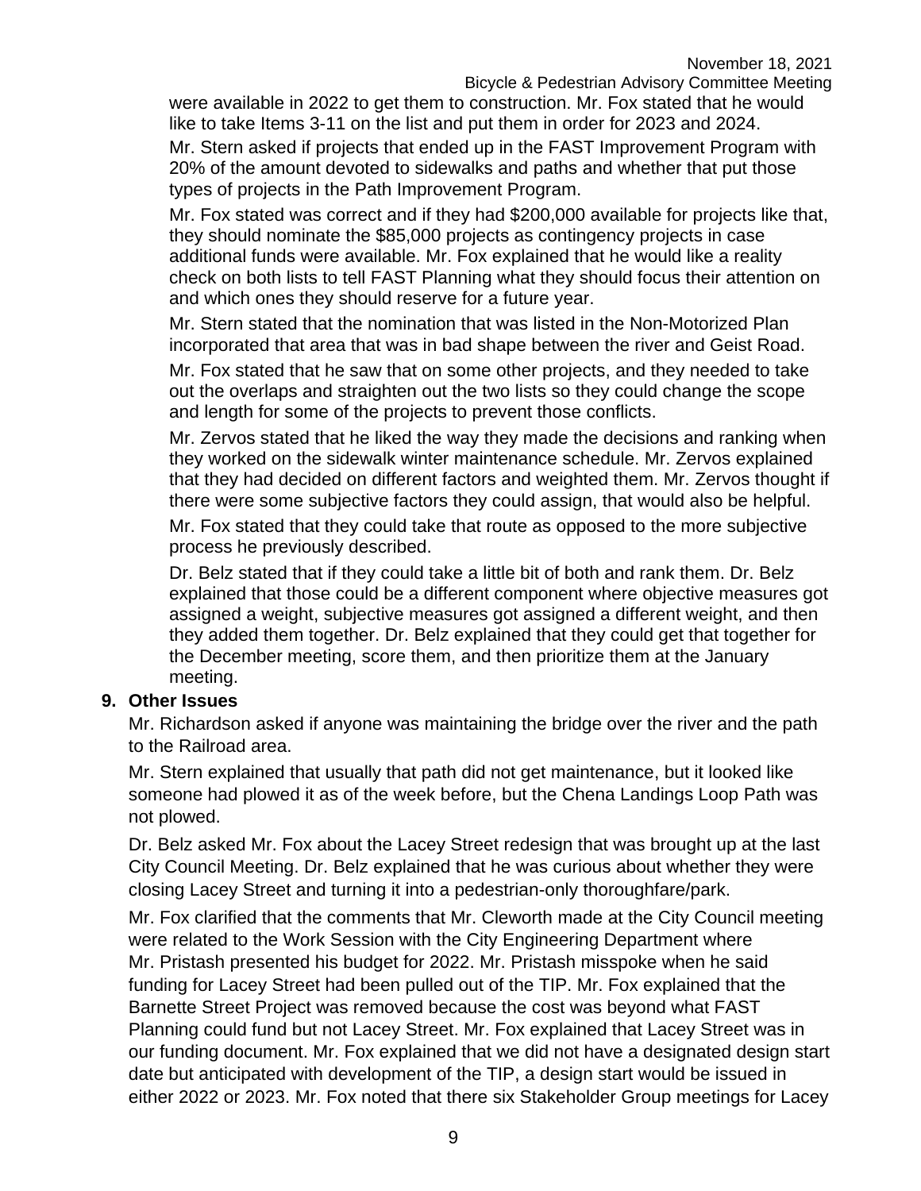were available in 2022 to get them to construction. Mr. Fox stated that he would like to take Items 3-11 on the list and put them in order for 2023 and 2024.

Mr. Stern asked if projects that ended up in the FAST Improvement Program with 20% of the amount devoted to sidewalks and paths and whether that put those types of projects in the Path Improvement Program.

Mr. Fox stated was correct and if they had $200,000 available for projects like that, they should nominate the $85,000 projects as contingency projects in case additional funds were available. Mr. Fox explained that he would like a reality check on both lists to tell FAST Planning what they should focus their attention on and which ones they should reserve for a future year.

Mr. Stern stated that the nomination that was listed in the Non-Motorized Plan incorporated that area that was in bad shape between the river and Geist Road.

Mr. Fox stated that he saw that on some other projects, and they needed to take out the overlaps and straighten out the two lists so they could change the scope and length for some of the projects to prevent those conflicts.

Mr. Zervos stated that he liked the way they made the decisions and ranking when they worked on the sidewalk winter maintenance schedule. Mr. Zervos explained that they had decided on different factors and weighted them. Mr. Zervos thought if there were some subjective factors they could assign, that would also be helpful.

Mr. Fox stated that they could take that route as opposed to the more subjective process he previously described.

Dr. Belz stated that if they could take a little bit of both and rank them. Dr. Belz explained that those could be a different component where objective measures got assigned a weight, subjective measures got assigned a different weight, and then they added them together. Dr. Belz explained that they could get that together for the December meeting, score them, and then prioritize them at the January meeting.

**9. Other Issues**

Mr. Richardson asked if anyone was maintaining the bridge over the river and the path to the Railroad area.

Mr. Stern explained that usually that path did not get maintenance, but it looked like someone had plowed it as of the week before, but the Chena Landings Loop Path was not plowed.

Dr. Belz asked Mr. Fox about the Lacey Street redesign that was brought up at the last City Council Meeting. Dr. Belz explained that he was curious about whether they were closing Lacey Street and turning it into a pedestrian-only thoroughfare/park.

Mr. Fox clarified that the comments that Mr. Cleworth made at the City Council meeting were related to the Work Session with the City Engineering Department where Mr. Pristash presented his budget for 2022. Mr. Pristash misspoke when he said funding for Lacey Street had been pulled out of the TIP. Mr. Fox explained that the Barnette Street Project was removed because the cost was beyond what FAST Planning could fund but not Lacey Street. Mr. Fox explained that Lacey Street was in our funding document. Mr. Fox explained that we did not have a designated design start date but anticipated with development of the TIP, a design start would be issued in either 2022 or 2023. Mr. Fox noted that there six Stakeholder Group meetings for Lacey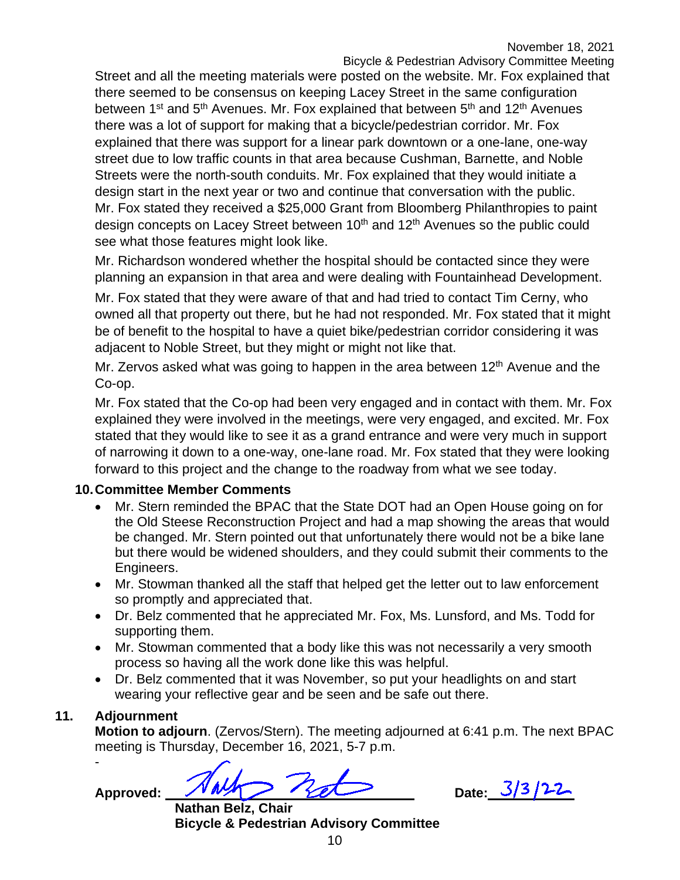Street and all the meeting materials were posted on the website. Mr. Fox explained that there seemed to be consensus on keeping Lacey Street in the same configuration between 1st and 5th Avenues. Mr. Fox explained that between 5th and 12th Avenues there was a lot of support for making that a bicycle/pedestrian corridor. Mr. Fox explained that there was support for a linear park downtown or a one-lane, one-way street due to low traffic counts in that area because Cushman, Barnette, and Noble Streets were the north-south conduits. Mr. Fox explained that they would initiate a design start in the next year or two and continue that conversation with the public. Mr. Fox stated they received a $25,000 Grant from Bloomberg Philanthropies to paint design concepts on Lacey Street between 10th and 12th Avenues so the public could see what those features might look like.

Mr. Richardson wondered whether the hospital should be contacted since they were planning an expansion in that area and were dealing with Fountainhead Development.

Mr. Fox stated that they were aware of that and had tried to contact Tim Cerny, who owned all that property out there, but he had not responded. Mr. Fox stated that it might be of benefit to the hospital to have a quiet bike/pedestrian corridor considering it was adjacent to Noble Street, but they might or might not like that.

Mr. Zervos asked what was going to happen in the area between 12th Avenue and the Co-op.

Mr. Fox stated that the Co-op had been very engaged and in contact with them. Mr. Fox explained they were involved in the meetings, were very engaged, and excited. Mr. Fox stated that they would like to see it as a grand entrance and were very much in support of narrowing it down to a one-way, one-lane road. Mr. Fox stated that they were looking forward to this project and the change to the roadway from what we see today.

## 10. Committee Member Comments

- Mr. Stern reminded the BPAC that the State DOT had an Open House going on for the Old Steese Reconstruction Project and had a map showing the areas that would be changed. Mr. Stern pointed out that unfortunately there would not be a bike lane but there would be widened shoulders, and they could submit their comments to the Engineers.
- Mr. Stowman thanked all the staff that helped get the letter out to law enforcement so promptly and appreciated that.
- Dr. Belz commented that he appreciated Mr. Fox, Ms. Lunsford, and Ms. Todd for supporting them.
- Mr. Stowman commented that a body like this was not necessarily a very smooth process so having all the work done like this was helpful.
- Dr. Belz commented that it was November, so put your headlights on and start wearing your reflective gear and be seen and be safe out there.

## 11. Adjournment

**Motion to adjourn**. (Zervos/Stern). The meeting adjourned at 6:41 p.m. The next BPAC meeting is Thursday, December 16, 2021, 5-7 p.m.

-

**Approved:** [signature] **Date:** 3/3/22

**Nathan Belz, Chair**
**Bicycle & Pedestrian Advisory Committee**